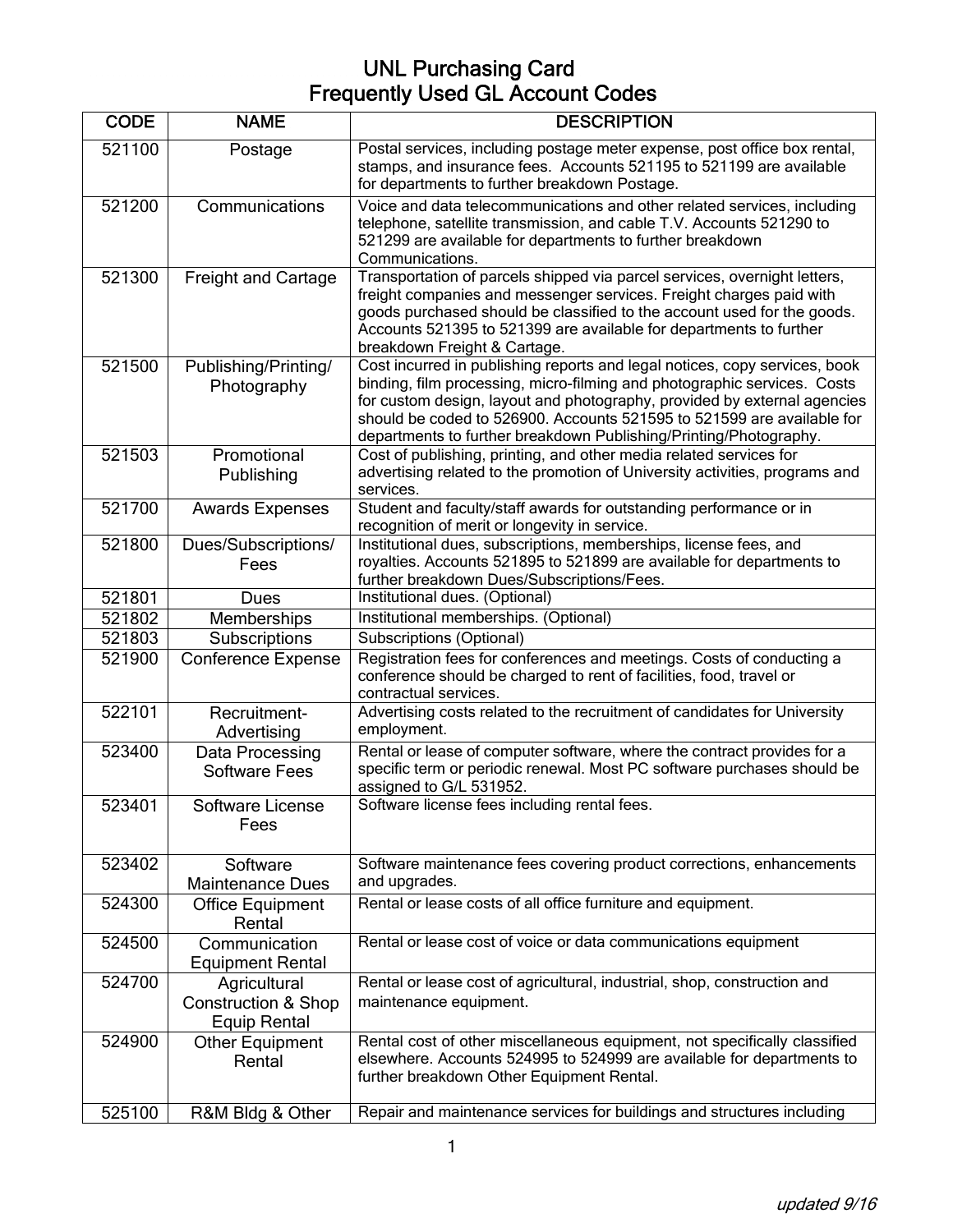# UNL Purchasing Card
## Frequently Used GL Account Codes

| CODE | NAME | DESCRIPTION |
|---|---|---|
| 521100 | Postage | Postal services, including postage meter expense, post office box rental, stamps, and insurance fees. Accounts 521195 to 521199 are available for departments to further breakdown Postage. |
| 521200 | Communications | Voice and data telecommunications and other related services, including telephone, satellite transmission, and cable T.V. Accounts 521290 to 521299 are available for departments to further breakdown Communications. |
| 521300 | Freight and Cartage | Transportation of parcels shipped via parcel services, overnight letters, freight companies and messenger services. Freight charges paid with goods purchased should be classified to the account used for the goods. Accounts 521395 to 521399 are available for departments to further breakdown Freight & Cartage. |
| 521500 | Publishing/Printing/ Photography | Cost incurred in publishing reports and legal notices, copy services, book binding, film processing, micro-filming and photographic services. Costs for custom design, layout and photography, provided by external agencies should be coded to 526900. Accounts 521595 to 521599 are available for departments to further breakdown Publishing/Printing/Photography. |
| 521503 | Promotional Publishing | Cost of publishing, printing, and other media related services for advertising related to the promotion of University activities, programs and services. |
| 521700 | Awards Expenses | Student and faculty/staff awards for outstanding performance or in recognition of merit or longevity in service. |
| 521800 | Dues/Subscriptions/ Fees | Institutional dues, subscriptions, memberships, license fees, and royalties. Accounts 521895 to 521899 are available for departments to further breakdown Dues/Subscriptions/Fees. |
| 521801 | Dues | Institutional dues. (Optional) |
| 521802 | Memberships | Institutional memberships. (Optional) |
| 521803 | Subscriptions | Subscriptions (Optional) |
| 521900 | Conference Expense | Registration fees for conferences and meetings. Costs of conducting a conference should be charged to rent of facilities, food, travel or contractual services. |
| 522101 | Recruitment-Advertising | Advertising costs related to the recruitment of candidates for University employment. |
| 523400 | Data Processing Software Fees | Rental or lease of computer software, where the contract provides for a specific term or periodic renewal. Most PC software purchases should be assigned to G/L 531952. |
| 523401 | Software License Fees | Software license fees including rental fees. |
| 523402 | Software Maintenance Dues | Software maintenance fees covering product corrections, enhancements and upgrades. |
| 524300 | Office Equipment Rental | Rental or lease costs of all office furniture and equipment. |
| 524500 | Communication Equipment Rental | Rental or lease cost of voice or data communications equipment |
| 524700 | Agricultural Construction & Shop Equip Rental | Rental or lease cost of agricultural, industrial, shop, construction and maintenance equipment. |
| 524900 | Other Equipment Rental | Rental cost of other miscellaneous equipment, not specifically classified elsewhere. Accounts 524995 to 524999 are available for departments to further breakdown Other Equipment Rental. |
| 525100 | R&M Bldg & Other | Repair and maintenance services for buildings and structures including |

*updated 9/16*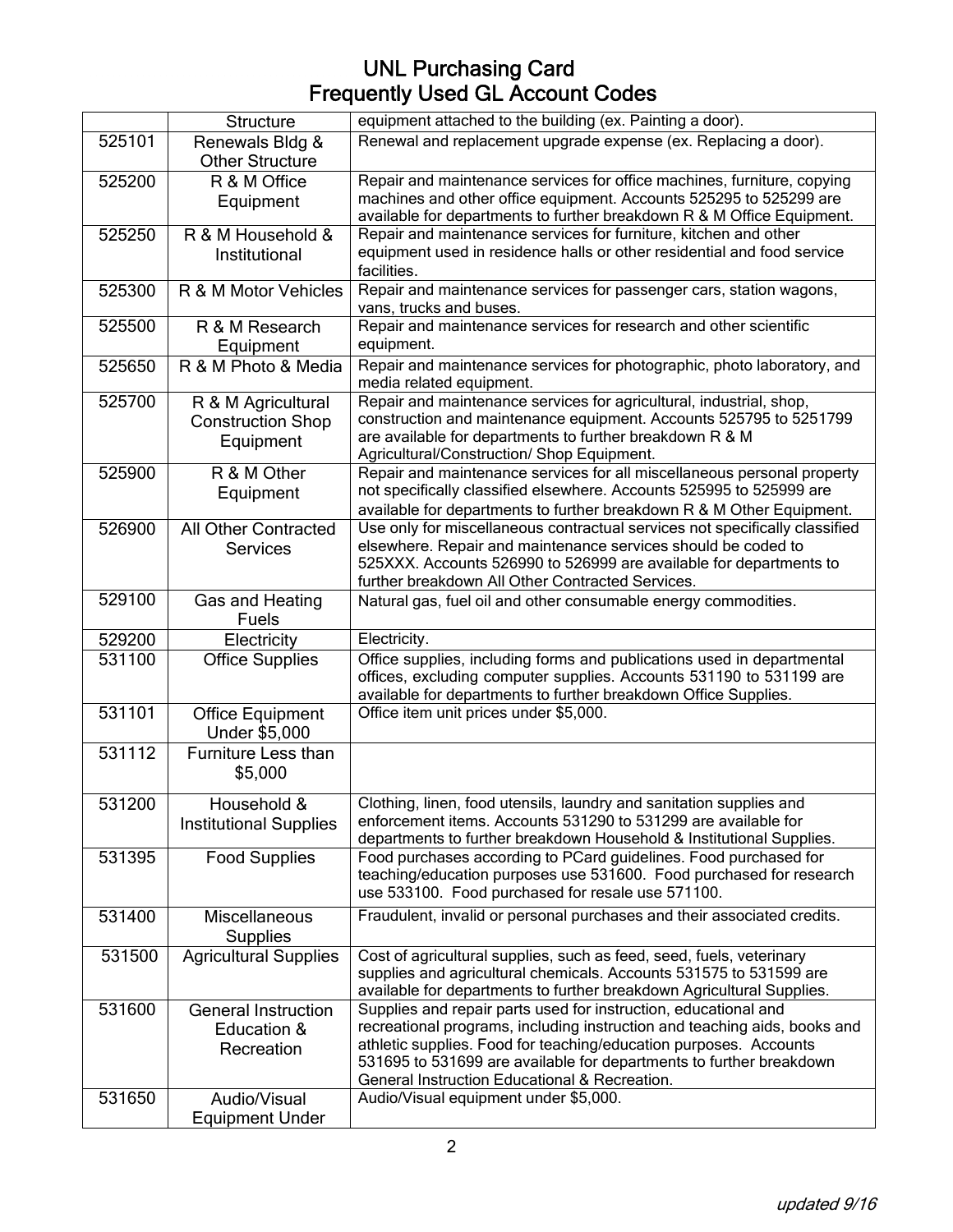# UNL Purchasing Card
## Frequently Used GL Account Codes

| | | |
|---|---|---|
| | Structure | equipment attached to the building (ex. Painting a door). |
| 525101 | Renewals Bldg & Other Structure | Renewal and replacement upgrade expense (ex. Replacing a door). |
| 525200 | R & M Office Equipment | Repair and maintenance services for office machines, furniture, copying machines and other office equipment. Accounts 525295 to 525299 are available for departments to further breakdown R & M Office Equipment. |
| 525250 | R & M Household & Institutional | Repair and maintenance services for furniture, kitchen and other equipment used in residence halls or other residential and food service facilities. |
| 525300 | R & M Motor Vehicles | Repair and maintenance services for passenger cars, station wagons, vans, trucks and buses. |
| 525500 | R & M Research Equipment | Repair and maintenance services for research and other scientific equipment. |
| 525650 | R & M Photo & Media | Repair and maintenance services for photographic, photo laboratory, and media related equipment. |
| 525700 | R & M Agricultural Construction Shop Equipment | Repair and maintenance services for agricultural, industrial, shop, construction and maintenance equipment. Accounts 525795 to 5251799 are available for departments to further breakdown R & M Agricultural/Construction/ Shop Equipment. |
| 525900 | R & M Other Equipment | Repair and maintenance services for all miscellaneous personal property not specifically classified elsewhere. Accounts 525995 to 525999 are available for departments to further breakdown R & M Other Equipment. |
| 526900 | All Other Contracted Services | Use only for miscellaneous contractual services not specifically classified elsewhere. Repair and maintenance services should be coded to 525XXX. Accounts 526990 to 526999 are available for departments to further breakdown All Other Contracted Services. |
| 529100 | Gas and Heating Fuels | Natural gas, fuel oil and other consumable energy commodities. |
| 529200 | Electricity | Electricity. |
| 531100 | Office Supplies | Office supplies, including forms and publications used in departmental offices, excluding computer supplies. Accounts 531190 to 531199 are available for departments to further breakdown Office Supplies. |
| 531101 | Office Equipment Under $5,000 | Office item unit prices under $5,000. |
| 531112 | Furniture Less than $5,000 | |
| 531200 | Household & Institutional Supplies | Clothing, linen, food utensils, laundry and sanitation supplies and enforcement items. Accounts 531290 to 531299 are available for departments to further breakdown Household & Institutional Supplies. |
| 531395 | Food Supplies | Food purchases according to PCard guidelines. Food purchased for teaching/education purposes use 531600. Food purchased for research use 533100. Food purchased for resale use 571100. |
| 531400 | Miscellaneous Supplies | Fraudulent, invalid or personal purchases and their associated credits. |
| 531500 | Agricultural Supplies | Cost of agricultural supplies, such as feed, seed, fuels, veterinary supplies and agricultural chemicals. Accounts 531575 to 531599 are available for departments to further breakdown Agricultural Supplies. |
| 531600 | General Instruction Education & Recreation | Supplies and repair parts used for instruction, educational and recreational programs, including instruction and teaching aids, books and athletic supplies. Food for teaching/education purposes. Accounts 531695 to 531699 are available for departments to further breakdown General Instruction Educational & Recreation. |
| 531650 | Audio/Visual Equipment Under | Audio/Visual equipment under $5,000. |

*updated 9/16*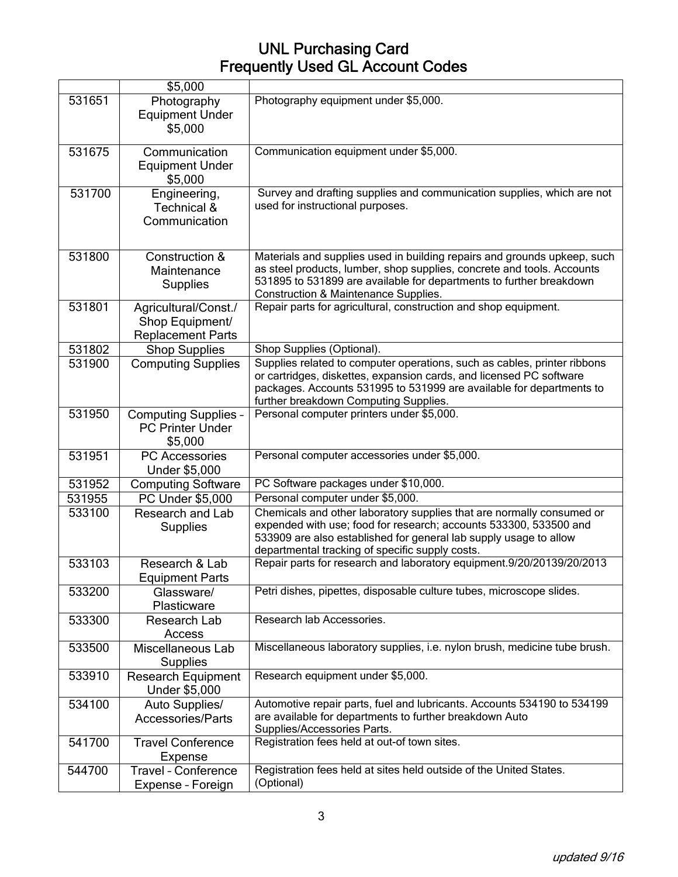# UNL Purchasing Card Frequently Used GL Account Codes

| | | |
|---|---|---|
| | $5,000 | |
| 531651 | Photography Equipment Under $5,000 | Photography equipment under $5,000. |
| 531675 | Communication Equipment Under $5,000 | Communication equipment under $5,000. |
| 531700 | Engineering, Technical & Communication | Survey and drafting supplies and communication supplies, which are not used for instructional purposes. |
| 531800 | Construction & Maintenance Supplies | Materials and supplies used in building repairs and grounds upkeep, such as steel products, lumber, shop supplies, concrete and tools. Accounts 531895 to 531899 are available for departments to further breakdown Construction & Maintenance Supplies. |
| 531801 | Agricultural/Const./ Shop Equipment/ Replacement Parts | Repair parts for agricultural, construction and shop equipment. |
| 531802 | Shop Supplies | Shop Supplies (Optional). |
| 531900 | Computing Supplies | Supplies related to computer operations, such as cables, printer ribbons or cartridges, diskettes, expansion cards, and licensed PC software packages. Accounts 531995 to 531999 are available for departments to further breakdown Computing Supplies. |
| 531950 | Computing Supplies – PC Printer Under $5,000 | Personal computer printers under $5,000. |
| 531951 | PC Accessories Under $5,000 | Personal computer accessories under $5,000. |
| 531952 | Computing Software | PC Software packages under $10,000. |
| 531955 | PC Under $5,000 | Personal computer under $5,000. |
| 533100 | Research and Lab Supplies | Chemicals and other laboratory supplies that are normally consumed or expended with use; food for research; accounts 533300, 533500 and 533909 are also established for general lab supply usage to allow departmental tracking of specific supply costs. |
| 533103 | Research & Lab Equipment Parts | Repair parts for research and laboratory equipment.9/20/20139/20/2013 |
| 533200 | Glassware/ Plasticware | Petri dishes, pipettes, disposable culture tubes, microscope slides. |
| 533300 | Research Lab Access | Research lab Accessories. |
| 533500 | Miscellaneous Lab Supplies | Miscellaneous laboratory supplies, i.e. nylon brush, medicine tube brush. |
| 533910 | Research Equipment Under $5,000 | Research equipment under $5,000. |
| 534100 | Auto Supplies/ Accessories/Parts | Automotive repair parts, fuel and lubricants. Accounts 534190 to 534199 are available for departments to further breakdown Auto Supplies/Accessories Parts. |
| 541700 | Travel Conference Expense | Registration fees held at out-of town sites. |
| 544700 | Travel – Conference Expense – Foreign | Registration fees held at sites held outside of the United States. (Optional) |

*updated 9/16*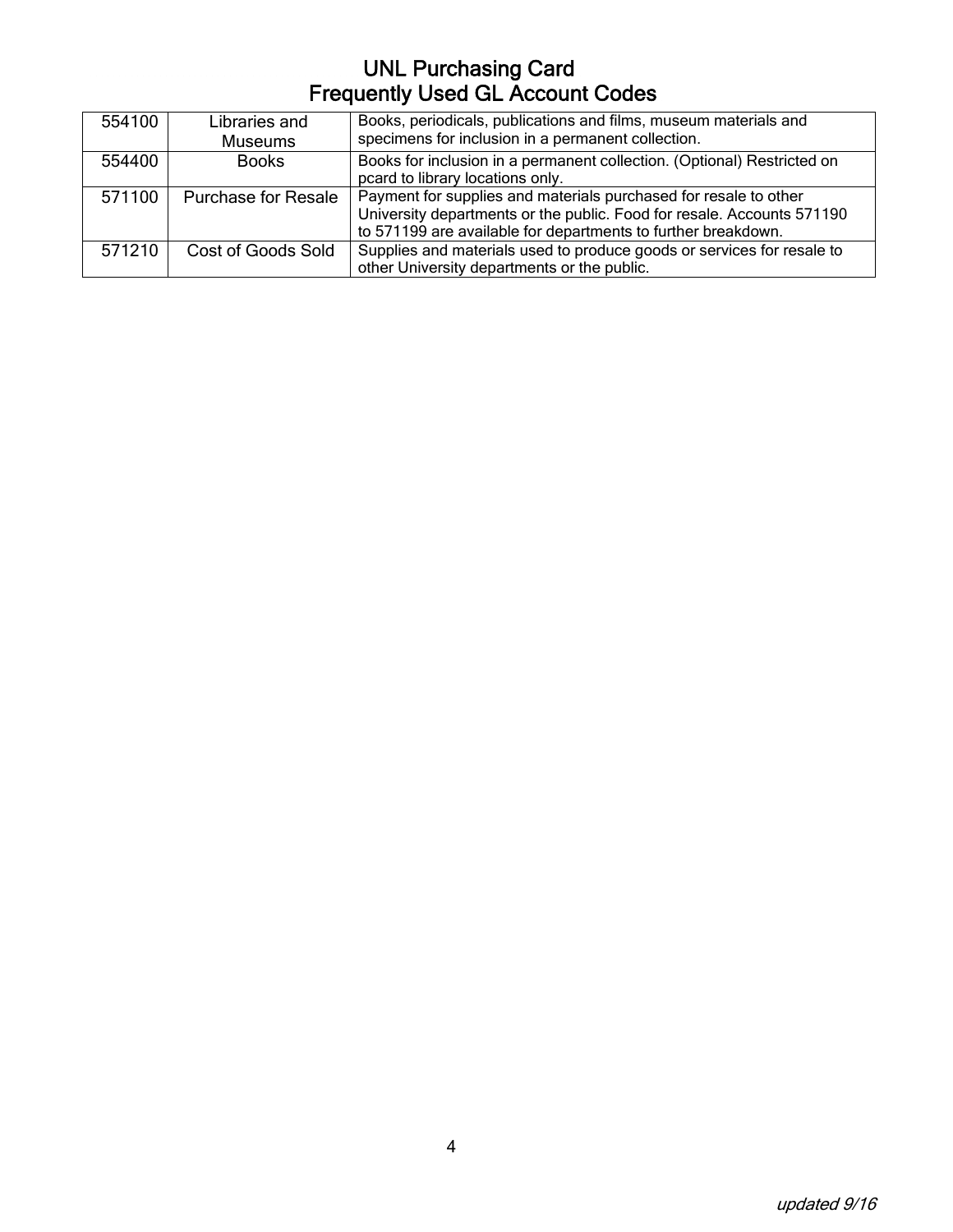# UNL Purchasing Card
## Frequently Used GL Account Codes

| | | |
|---|---|---|
| 554100 | Libraries and Museums | Books, periodicals, publications and films, museum materials and specimens for inclusion in a permanent collection. |
| 554400 | Books | Books for inclusion in a permanent collection. (Optional) Restricted on pcard to library locations only. |
| 571100 | Purchase for Resale | Payment for supplies and materials purchased for resale to other University departments or the public. Food for resale. Accounts 571190 to 571199 are available for departments to further breakdown. |
| 571210 | Cost of Goods Sold | Supplies and materials used to produce goods or services for resale to other University departments or the public. |

*updated 9/16*